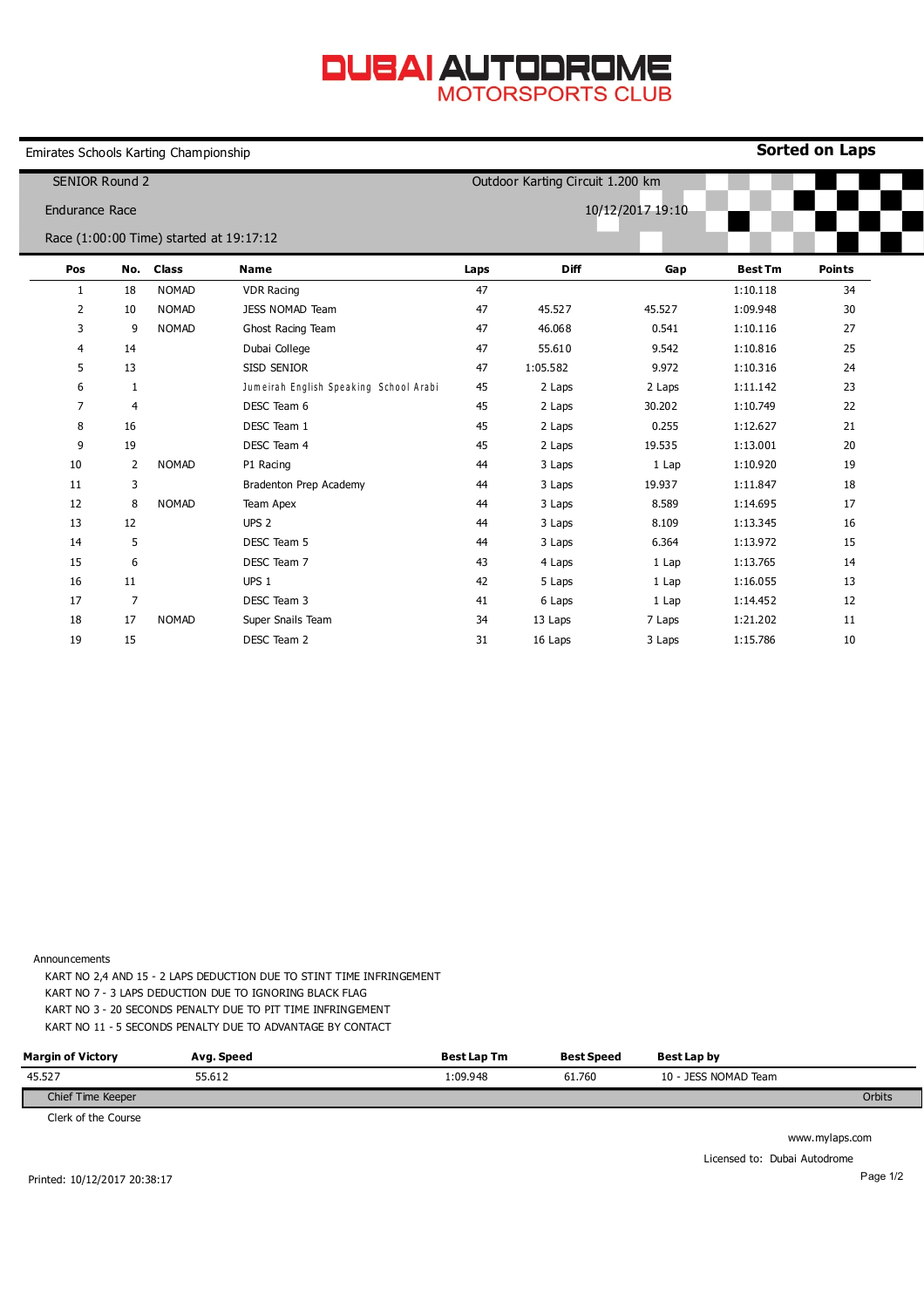# DUBAI AUTODROME
## MOTORSPORTS CLUB

Emirates Schools Karting Championship

**Sorted on Laps**

SENIOR Round 2

Endurance Race

Race (1:00:00 Time) started at 19:17:12

Outdoor Karting Circuit 1.200 km

10/12/2017 19:10

| Pos | No. | Class | Name | Laps | Diff | Gap | Best Tm | Points |
|---|---|---|---|---|---|---|---|---|
| 1 | 18 | NOMAD | VDR Racing | 47 | | | 1:10.118 | 34 |
| 2 | 10 | NOMAD | JESS NOMAD Team | 47 | 45.527 | 45.527 | 1:09.948 | 30 |
| 3 | 9 | NOMAD | Ghost Racing Team | 47 | 46.068 | 0.541 | 1:10.116 | 27 |
| 4 | 14 | | Dubai College | 47 | 55.610 | 9.542 | 1:10.816 | 25 |
| 5 | 13 | | SISD SENIOR | 47 | 1:05.582 | 9.972 | 1:10.316 | 24 |
| 6 | 1 | | Jumeirah English Speaking School Arabi | 45 | 2 Laps | 2 Laps | 1:11.142 | 23 |
| 7 | 4 | | DESC Team 6 | 45 | 2 Laps | 30.202 | 1:10.749 | 22 |
| 8 | 16 | | DESC Team 1 | 45 | 2 Laps | 0.255 | 1:12.627 | 21 |
| 9 | 19 | | DESC Team 4 | 45 | 2 Laps | 19.535 | 1:13.001 | 20 |
| 10 | 2 | NOMAD | P1 Racing | 44 | 3 Laps | 1 Lap | 1:10.920 | 19 |
| 11 | 3 | | Bradenton Prep Academy | 44 | 3 Laps | 19.937 | 1:11.847 | 18 |
| 12 | 8 | NOMAD | Team Apex | 44 | 3 Laps | 8.589 | 1:14.695 | 17 |
| 13 | 12 | | UPS 2 | 44 | 3 Laps | 8.109 | 1:13.345 | 16 |
| 14 | 5 | | DESC Team 5 | 44 | 3 Laps | 6.364 | 1:13.972 | 15 |
| 15 | 6 | | DESC Team 7 | 43 | 4 Laps | 1 Lap | 1:13.765 | 14 |
| 16 | 11 | | UPS 1 | 42 | 5 Laps | 1 Lap | 1:16.055 | 13 |
| 17 | 7 | | DESC Team 3 | 41 | 6 Laps | 1 Lap | 1:14.452 | 12 |
| 18 | 17 | NOMAD | Super Snails Team | 34 | 13 Laps | 7 Laps | 1:21.202 | 11 |
| 19 | 15 | | DESC Team 2 | 31 | 16 Laps | 3 Laps | 1:15.786 | 10 |

Announcements

KART NO 2,4 AND 15 - 2 LAPS DEDUCTION DUE TO STINT TIME INFRINGEMENT
KART NO 7 - 3 LAPS DEDUCTION DUE TO IGNORING BLACK FLAG
KART NO 3 - 20 SECONDS PENALTY DUE TO PIT TIME INFRINGEMENT
KART NO 11 - 5 SECONDS PENALTY DUE TO ADVANTAGE BY CONTACT

| Margin of Victory | Avg. Speed | Best Lap Tm | Best Speed | Best Lap by |
|---|---|---|---|---|
| 45.527 | 55.612 | 1:09.948 | 61.760 | 10 - JESS NOMAD Team |

Chief Time Keeper — Orbits

Clerk of the Course

www.mylaps.com

Licensed to: Dubai Autodrome

Printed: 10/12/2017 20:38:17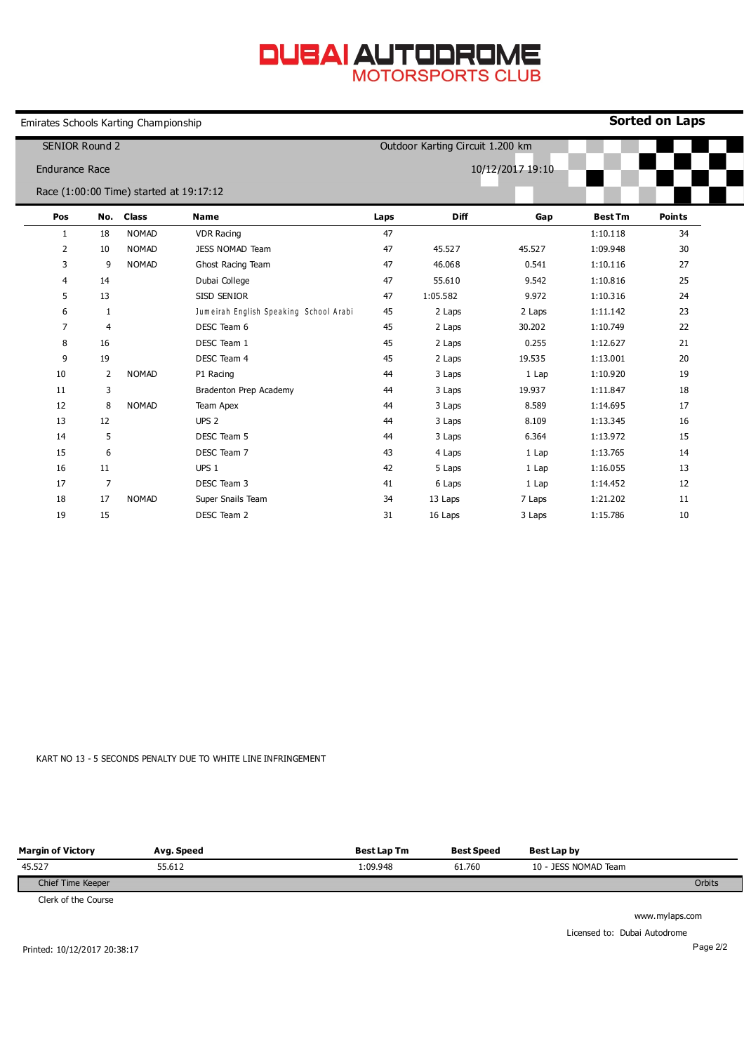# DUBAI AUTODROME
## MOTORSPORTS CLUB

Emirates Schools Karting Championship | **Sorted on Laps**

SENIOR Round 2 | Outdoor Karting Circuit 1.200 km

Endurance Race | 10/12/2017 19:10

Race (1:00:00 Time) started at 19:17:12

| Pos | No. | Class | Name | Laps | Diff | Gap | Best Tm | Points |
|---|---|---|---|---|---|---|---|---|
| 1 | 18 | NOMAD | VDR Racing | 47 | | | 1:10.118 | 34 |
| 2 | 10 | NOMAD | JESS NOMAD Team | 47 | 45.527 | 45.527 | 1:09.948 | 30 |
| 3 | 9 | NOMAD | Ghost Racing Team | 47 | 46.068 | 0.541 | 1:10.116 | 27 |
| 4 | 14 | | Dubai College | 47 | 55.610 | 9.542 | 1:10.816 | 25 |
| 5 | 13 | | SISD SENIOR | 47 | 1:05.582 | 9.972 | 1:10.316 | 24 |
| 6 | 1 | | Jumeirah English Speaking School Arabi | 45 | 2 Laps | 2 Laps | 1:11.142 | 23 |
| 7 | 4 | | DESC Team 6 | 45 | 2 Laps | 30.202 | 1:10.749 | 22 |
| 8 | 16 | | DESC Team 1 | 45 | 2 Laps | 0.255 | 1:12.627 | 21 |
| 9 | 19 | | DESC Team 4 | 45 | 2 Laps | 19.535 | 1:13.001 | 20 |
| 10 | 2 | NOMAD | P1 Racing | 44 | 3 Laps | 1 Lap | 1:10.920 | 19 |
| 11 | 3 | | Bradenton Prep Academy | 44 | 3 Laps | 19.937 | 1:11.847 | 18 |
| 12 | 8 | NOMAD | Team Apex | 44 | 3 Laps | 8.589 | 1:14.695 | 17 |
| 13 | 12 | | UPS 2 | 44 | 3 Laps | 8.109 | 1:13.345 | 16 |
| 14 | 5 | | DESC Team 5 | 44 | 3 Laps | 6.364 | 1:13.972 | 15 |
| 15 | 6 | | DESC Team 7 | 43 | 4 Laps | 1 Lap | 1:13.765 | 14 |
| 16 | 11 | | UPS 1 | 42 | 5 Laps | 1 Lap | 1:16.055 | 13 |
| 17 | 7 | | DESC Team 3 | 41 | 6 Laps | 1 Lap | 1:14.452 | 12 |
| 18 | 17 | NOMAD | Super Snails Team | 34 | 13 Laps | 7 Laps | 1:21.202 | 11 |
| 19 | 15 | | DESC Team 2 | 31 | 16 Laps | 3 Laps | 1:15.786 | 10 |

KART NO 13 - 5 SECONDS PENALTY DUE TO WHITE LINE INFRINGEMENT

| Margin of Victory | Avg. Speed | Best Lap Tm | Best Speed | Best Lap by |
|---|---|---|---|---|
| 45.527 | 55.612 | 1:09.948 | 61.760 | 10 - JESS NOMAD Team |

Chief Time Keeper | Orbits

Clerk of the Course

www.mylaps.com

Licensed to: Dubai Autodrome

Printed: 10/12/2017 20:38:17